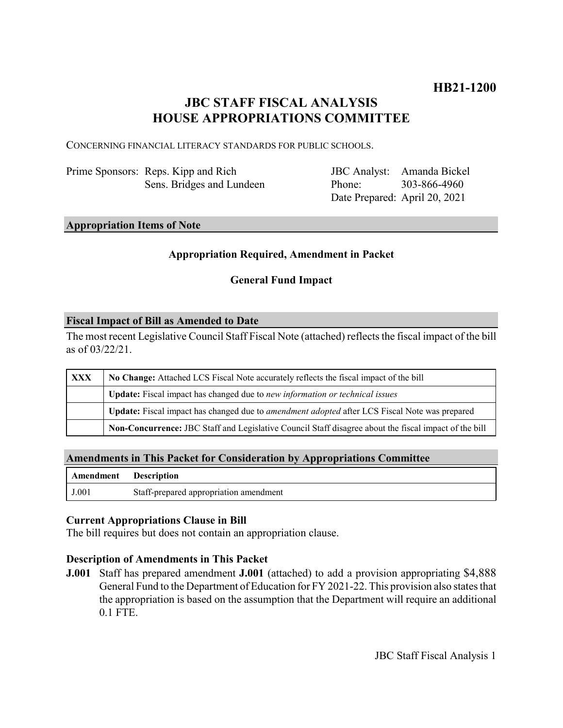**HB21-1200**

# JBC STAFF FISCAL ANALYSIS
# HOUSE APPROPRIATIONS COMMITTEE

CONCERNING FINANCIAL LITERACY STANDARDS FOR PUBLIC SCHOOLS.

| | | | |
|---|---|---|---|
| Prime Sponsors: | Reps. Kipp and Rich<br>Sens. Bridges and Lundeen | JBC Analyst:<br>Phone:<br>Date Prepared: | Amanda Bickel<br>303-866-4960<br>April 20, 2021 |

## Appropriation Items of Note

**Appropriation Required, Amendment in Packet**

**General Fund Impact**

## Fiscal Impact of Bill as Amended to Date

The most recent Legislative Council Staff Fiscal Note (attached) reflects the fiscal impact of the bill as of 03/22/21.

| | |
|---|---|
| **XXX** | **No Change:** Attached LCS Fiscal Note accurately reflects the fiscal impact of the bill |
| | **Update:** Fiscal impact has changed due to *new information or technical issues* |
| | **Update:** Fiscal impact has changed due to *amendment adopted* after LCS Fiscal Note was prepared |
| | **Non-Concurrence:** JBC Staff and Legislative Council Staff disagree about the fiscal impact of the bill |

## Amendments in This Packet for Consideration by Appropriations Committee

| Amendment | Description |
|---|---|
| J.001 | Staff-prepared appropriation amendment |

### Current Appropriations Clause in Bill

The bill requires but does not contain an appropriation clause.

### Description of Amendments in This Packet

**J.001** Staff has prepared amendment **J.001** (attached) to add a provision appropriating $4,888 General Fund to the Department of Education for FY 2021-22. This provision also states that the appropriation is based on the assumption that the Department will require an additional 0.1 FTE.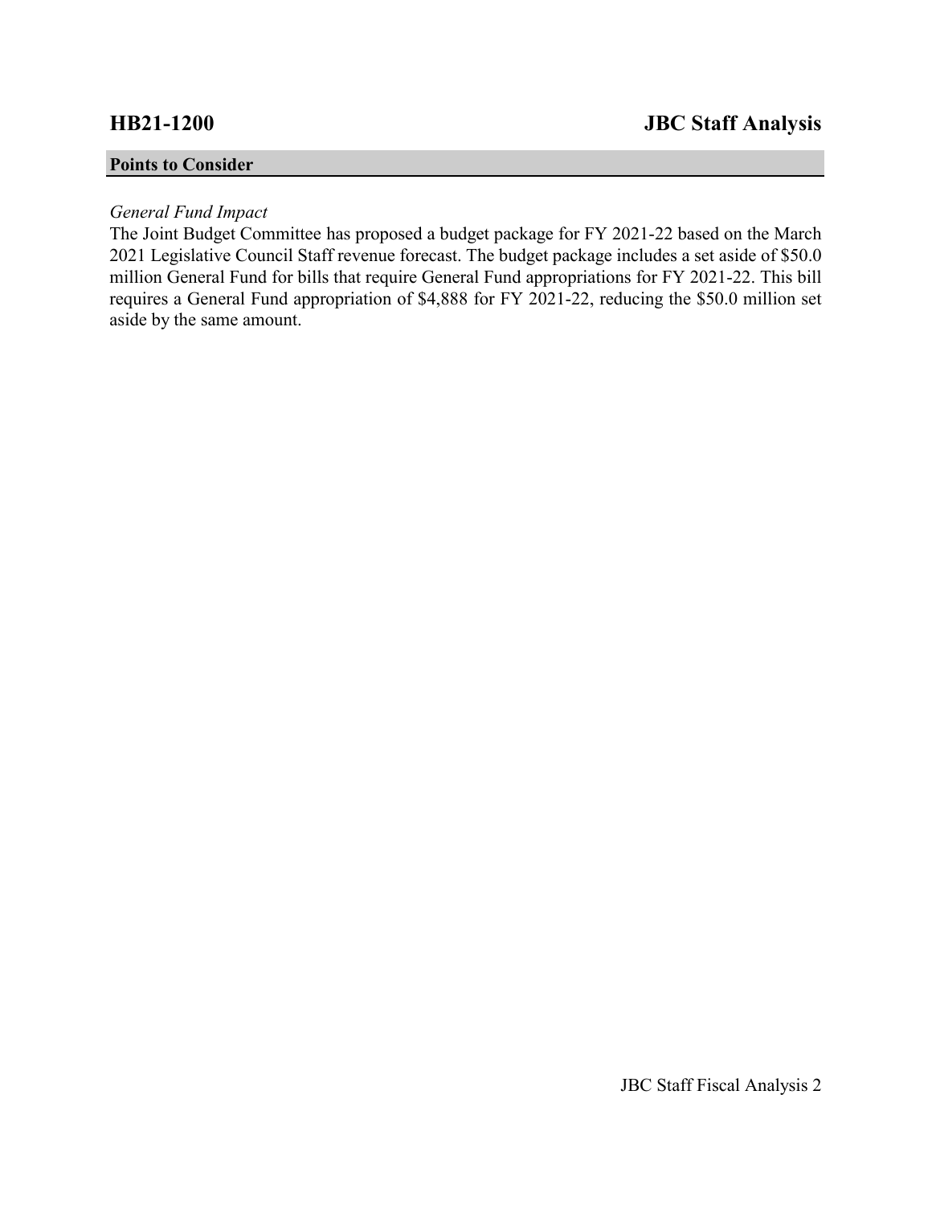## Points to Consider

*General Fund Impact*

The Joint Budget Committee has proposed a budget package for FY 2021-22 based on the March 2021 Legislative Council Staff revenue forecast. The budget package includes a set aside of $50.0 million General Fund for bills that require General Fund appropriations for FY 2021-22. This bill requires a General Fund appropriation of $4,888 for FY 2021-22, reducing the $50.0 million set aside by the same amount.